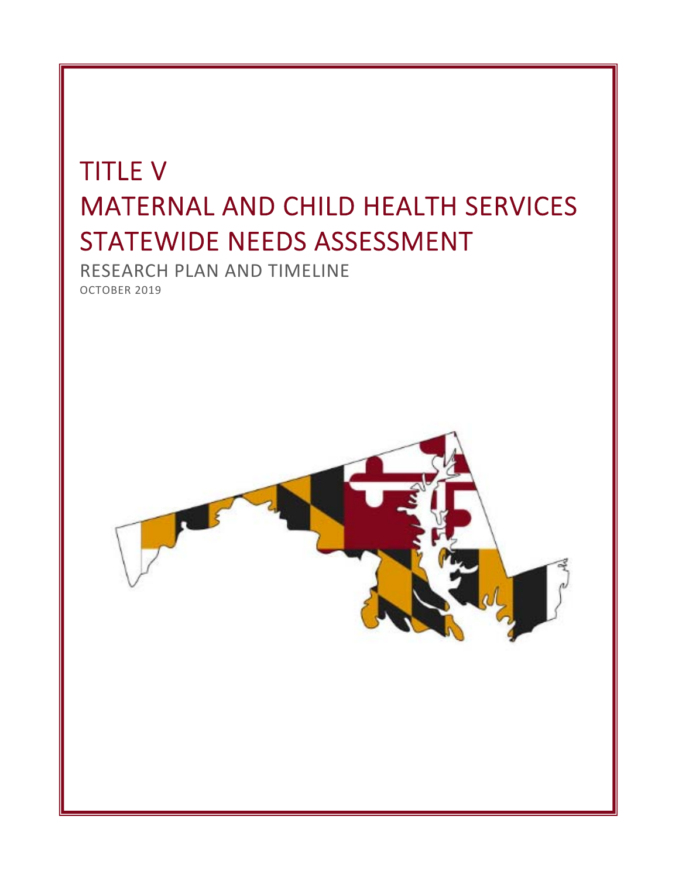# TITLE V
# MATERNAL AND CHILD HEALTH SERVICES STATEWIDE NEEDS ASSESSMENT

RESEARCH PLAN AND TIMELINE

OCTOBER 2019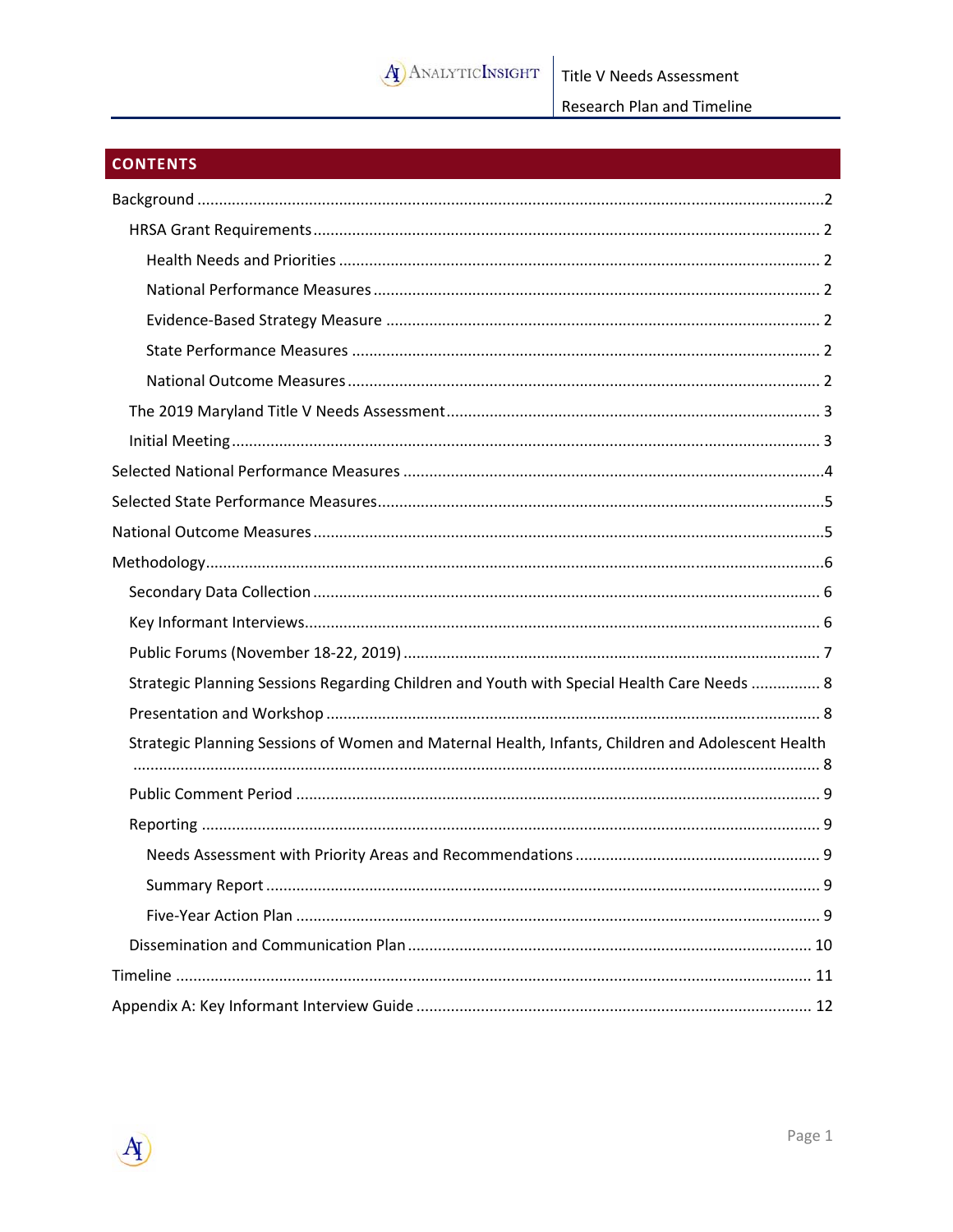## CONTENTS

- Background ....... 2
  - HRSA Grant Requirements ....... 2
    - Health Needs and Priorities ....... 2
    - National Performance Measures ....... 2
    - Evidence-Based Strategy Measure ....... 2
    - State Performance Measures ....... 2
    - National Outcome Measures ....... 2
  - The 2019 Maryland Title V Needs Assessment ....... 3
  - Initial Meeting ....... 3
- Selected National Performance Measures ....... 4
- Selected State Performance Measures ....... 5
- National Outcome Measures ....... 5
- Methodology ....... 6
  - Secondary Data Collection ....... 6
  - Key Informant Interviews ....... 6
  - Public Forums (November 18-22, 2019) ....... 7
  - Strategic Planning Sessions Regarding Children and Youth with Special Health Care Needs ....... 8
  - Presentation and Workshop ....... 8
  - Strategic Planning Sessions of Women and Maternal Health, Infants, Children and Adolescent Health ....... 8
  - Public Comment Period ....... 9
  - Reporting ....... 9
    - Needs Assessment with Priority Areas and Recommendations ....... 9
    - Summary Report ....... 9
    - Five-Year Action Plan ....... 9
  - Dissemination and Communication Plan ....... 10
- Timeline ....... 11
- Appendix A: Key Informant Interview Guide ....... 12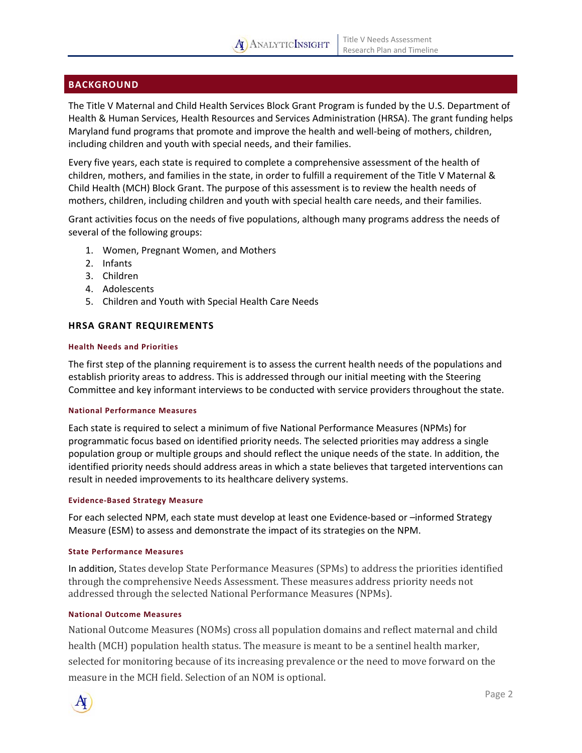## BACKGROUND

The Title V Maternal and Child Health Services Block Grant Program is funded by the U.S. Department of Health & Human Services, Health Resources and Services Administration (HRSA). The grant funding helps Maryland fund programs that promote and improve the health and well-being of mothers, children, including children and youth with special needs, and their families.

Every five years, each state is required to complete a comprehensive assessment of the health of children, mothers, and families in the state, in order to fulfill a requirement of the Title V Maternal & Child Health (MCH) Block Grant. The purpose of this assessment is to review the health needs of mothers, children, including children and youth with special health care needs, and their families.

Grant activities focus on the needs of five populations, although many programs address the needs of several of the following groups:

1. Women, Pregnant Women, and Mothers
2. Infants
3. Children
4. Adolescents
5. Children and Youth with Special Health Care Needs

### HRSA GRANT REQUIREMENTS

#### Health Needs and Priorities

The first step of the planning requirement is to assess the current health needs of the populations and establish priority areas to address. This is addressed through our initial meeting with the Steering Committee and key informant interviews to be conducted with service providers throughout the state.

#### National Performance Measures

Each state is required to select a minimum of five National Performance Measures (NPMs) for programmatic focus based on identified priority needs. The selected priorities may address a single population group or multiple groups and should reflect the unique needs of the state. In addition, the identified priority needs should address areas in which a state believes that targeted interventions can result in needed improvements to its healthcare delivery systems.

#### Evidence-Based Strategy Measure

For each selected NPM, each state must develop at least one Evidence-based or –informed Strategy Measure (ESM) to assess and demonstrate the impact of its strategies on the NPM.

#### State Performance Measures

In addition, States develop State Performance Measures (SPMs) to address the priorities identified through the comprehensive Needs Assessment. These measures address priority needs not addressed through the selected National Performance Measures (NPMs).

#### National Outcome Measures

National Outcome Measures (NOMs) cross all population domains and reflect maternal and child health (MCH) population health status. The measure is meant to be a sentinel health marker, selected for monitoring because of its increasing prevalence or the need to move forward on the measure in the MCH field. Selection of an NOM is optional.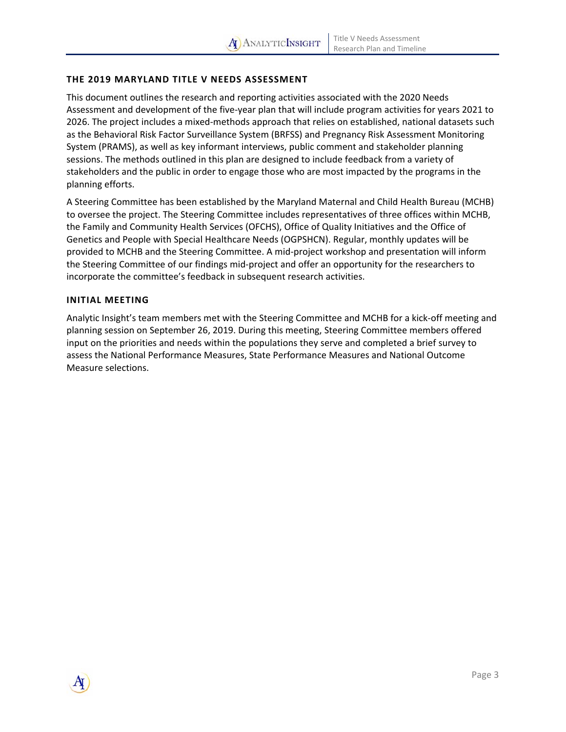## THE 2019 MARYLAND TITLE V NEEDS ASSESSMENT

This document outlines the research and reporting activities associated with the 2020 Needs Assessment and development of the five-year plan that will include program activities for years 2021 to 2026. The project includes a mixed-methods approach that relies on established, national datasets such as the Behavioral Risk Factor Surveillance System (BRFSS) and Pregnancy Risk Assessment Monitoring System (PRAMS), as well as key informant interviews, public comment and stakeholder planning sessions. The methods outlined in this plan are designed to include feedback from a variety of stakeholders and the public in order to engage those who are most impacted by the programs in the planning efforts.

A Steering Committee has been established by the Maryland Maternal and Child Health Bureau (MCHB) to oversee the project. The Steering Committee includes representatives of three offices within MCHB, the Family and Community Health Services (OFCHS), Office of Quality Initiatives and the Office of Genetics and People with Special Healthcare Needs (OGPSHCN). Regular, monthly updates will be provided to MCHB and the Steering Committee. A mid-project workshop and presentation will inform the Steering Committee of our findings mid-project and offer an opportunity for the researchers to incorporate the committee's feedback in subsequent research activities.

## INITIAL MEETING

Analytic Insight's team members met with the Steering Committee and MCHB for a kick-off meeting and planning session on September 26, 2019. During this meeting, Steering Committee members offered input on the priorities and needs within the populations they serve and completed a brief survey to assess the National Performance Measures, State Performance Measures and National Outcome Measure selections.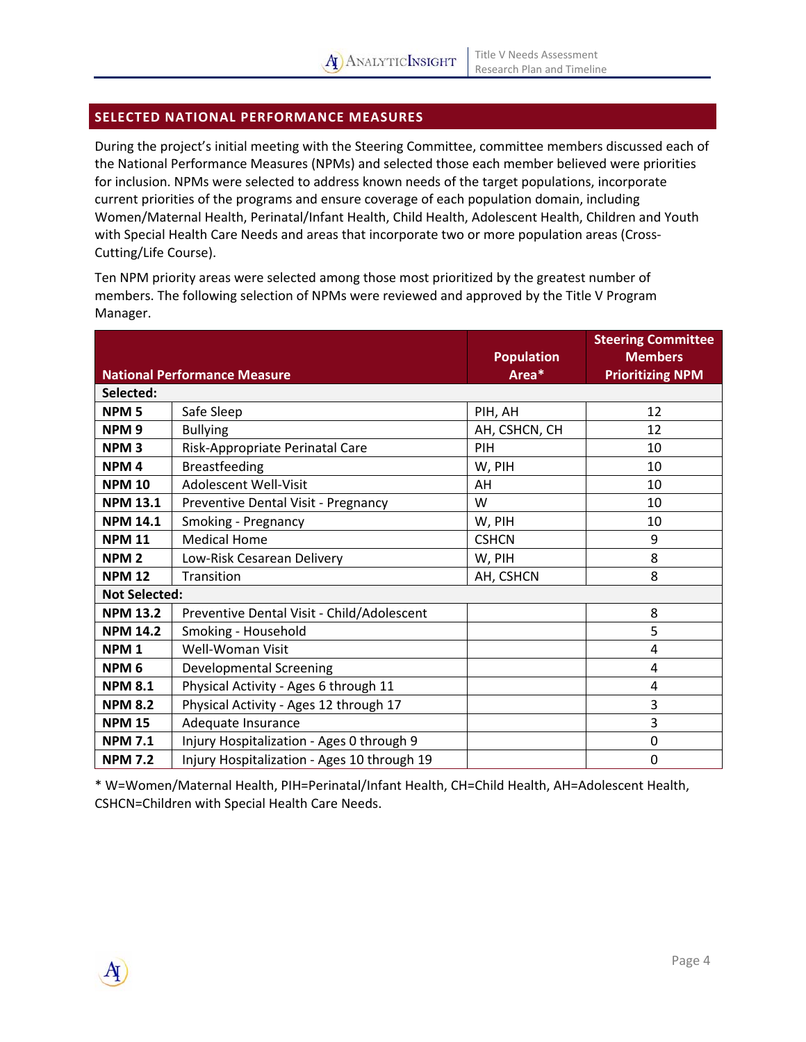## SELECTED NATIONAL PERFORMANCE MEASURES

During the project's initial meeting with the Steering Committee, committee members discussed each of the National Performance Measures (NPMs) and selected those each member believed were priorities for inclusion. NPMs were selected to address known needs of the target populations, incorporate current priorities of the programs and ensure coverage of each population domain, including Women/Maternal Health, Perinatal/Infant Health, Child Health, Adolescent Health, Children and Youth with Special Health Care Needs and areas that incorporate two or more population areas (Cross-Cutting/Life Course).

Ten NPM priority areas were selected among those most prioritized by the greatest number of members. The following selection of NPMs were reviewed and approved by the Title V Program Manager.

| National Performance Measure | | Population Area* | Steering Committee Members Prioritizing NPM |
|---|---|---|---|
| **Selected:** | | | |
| **NPM 5** | Safe Sleep | PIH, AH | 12 |
| **NPM 9** | Bullying | AH, CSHCN, CH | 12 |
| **NPM 3** | Risk-Appropriate Perinatal Care | PIH | 10 |
| **NPM 4** | Breastfeeding | W, PIH | 10 |
| **NPM 10** | Adolescent Well-Visit | AH | 10 |
| **NPM 13.1** | Preventive Dental Visit - Pregnancy | W | 10 |
| **NPM 14.1** | Smoking - Pregnancy | W, PIH | 10 |
| **NPM 11** | Medical Home | CSHCN | 9 |
| **NPM 2** | Low-Risk Cesarean Delivery | W, PIH | 8 |
| **NPM 12** | Transition | AH, CSHCN | 8 |
| **Not Selected:** | | | |
| **NPM 13.2** | Preventive Dental Visit - Child/Adolescent | | 8 |
| **NPM 14.2** | Smoking - Household | | 5 |
| **NPM 1** | Well-Woman Visit | | 4 |
| **NPM 6** | Developmental Screening | | 4 |
| **NPM 8.1** | Physical Activity - Ages 6 through 11 | | 4 |
| **NPM 8.2** | Physical Activity - Ages 12 through 17 | | 3 |
| **NPM 15** | Adequate Insurance | | 3 |
| **NPM 7.1** | Injury Hospitalization - Ages 0 through 9 | | 0 |
| **NPM 7.2** | Injury Hospitalization - Ages 10 through 19 | | 0 |

* W=Women/Maternal Health, PIH=Perinatal/Infant Health, CH=Child Health, AH=Adolescent Health, CSHCN=Children with Special Health Care Needs.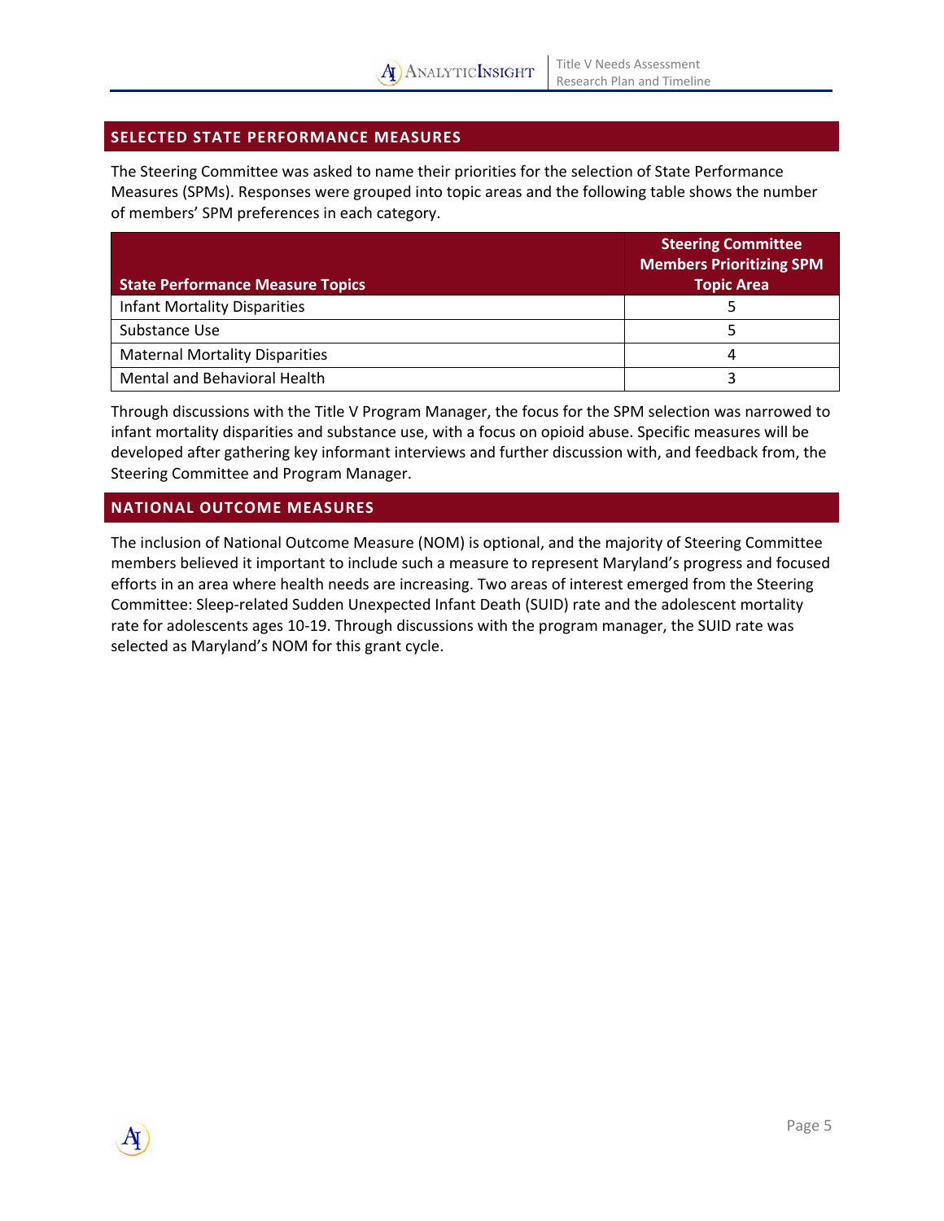## SELECTED STATE PERFORMANCE MEASURES

The Steering Committee was asked to name their priorities for the selection of State Performance Measures (SPMs). Responses were grouped into topic areas and the following table shows the number of members' SPM preferences in each category.

| State Performance Measure Topics | Steering Committee Members Prioritizing SPM Topic Area |
|---|---|
| Infant Mortality Disparities | 5 |
| Substance Use | 5 |
| Maternal Mortality Disparities | 4 |
| Mental and Behavioral Health | 3 |

Through discussions with the Title V Program Manager, the focus for the SPM selection was narrowed to infant mortality disparities and substance use, with a focus on opioid abuse. Specific measures will be developed after gathering key informant interviews and further discussion with, and feedback from, the Steering Committee and Program Manager.

## NATIONAL OUTCOME MEASURES

The inclusion of National Outcome Measure (NOM) is optional, and the majority of Steering Committee members believed it important to include such a measure to represent Maryland's progress and focused efforts in an area where health needs are increasing. Two areas of interest emerged from the Steering Committee: Sleep-related Sudden Unexpected Infant Death (SUID) rate and the adolescent mortality rate for adolescents ages 10-19. Through discussions with the program manager, the SUID rate was selected as Maryland's NOM for this grant cycle.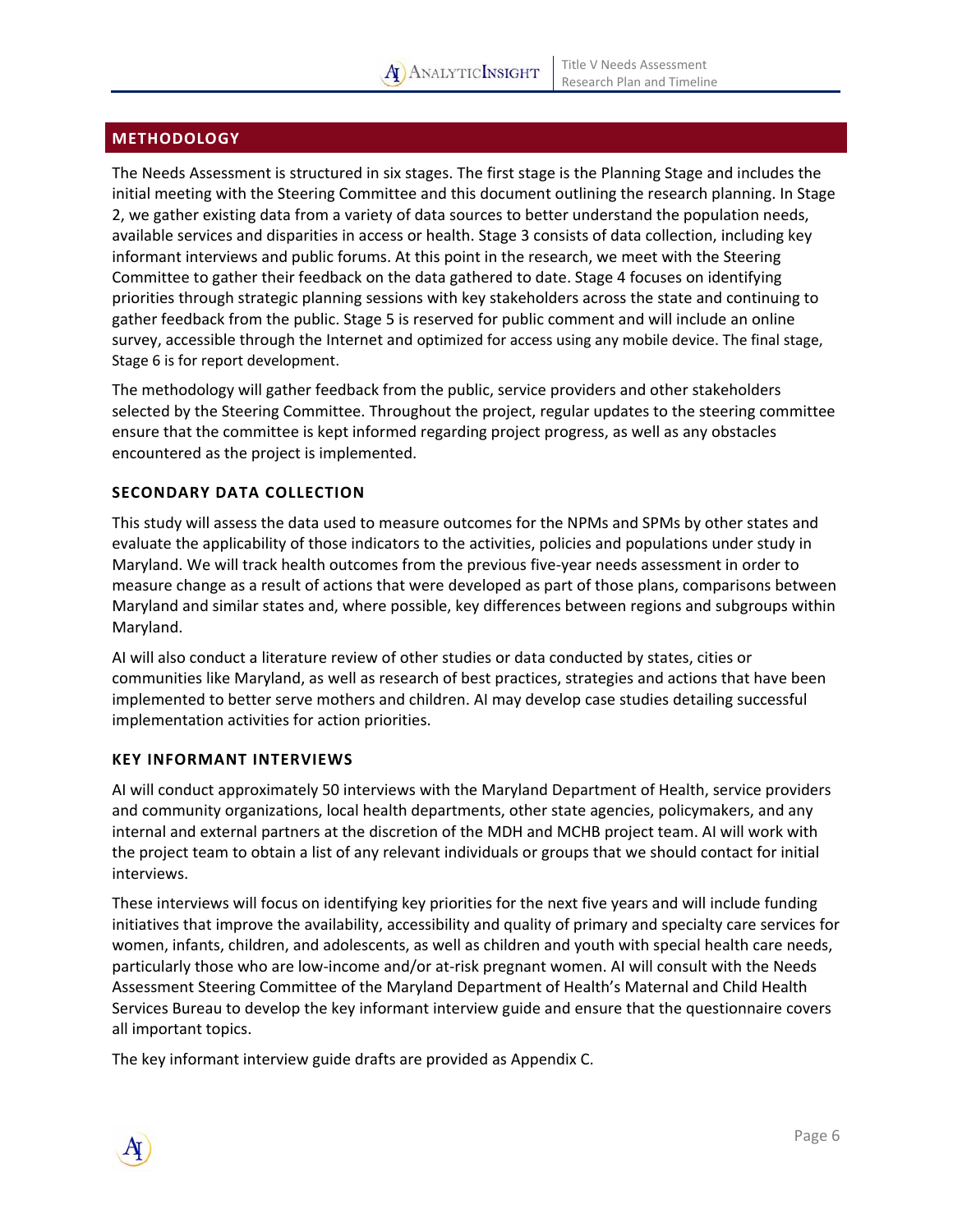## METHODOLOGY

The Needs Assessment is structured in six stages. The first stage is the Planning Stage and includes the initial meeting with the Steering Committee and this document outlining the research planning. In Stage 2, we gather existing data from a variety of data sources to better understand the population needs, available services and disparities in access or health. Stage 3 consists of data collection, including key informant interviews and public forums. At this point in the research, we meet with the Steering Committee to gather their feedback on the data gathered to date. Stage 4 focuses on identifying priorities through strategic planning sessions with key stakeholders across the state and continuing to gather feedback from the public. Stage 5 is reserved for public comment and will include an online survey, accessible through the Internet and optimized for access using any mobile device. The final stage, Stage 6 is for report development.

The methodology will gather feedback from the public, service providers and other stakeholders selected by the Steering Committee. Throughout the project, regular updates to the steering committee ensure that the committee is kept informed regarding project progress, as well as any obstacles encountered as the project is implemented.

### SECONDARY DATA COLLECTION

This study will assess the data used to measure outcomes for the NPMs and SPMs by other states and evaluate the applicability of those indicators to the activities, policies and populations under study in Maryland. We will track health outcomes from the previous five-year needs assessment in order to measure change as a result of actions that were developed as part of those plans, comparisons between Maryland and similar states and, where possible, key differences between regions and subgroups within Maryland.

AI will also conduct a literature review of other studies or data conducted by states, cities or communities like Maryland, as well as research of best practices, strategies and actions that have been implemented to better serve mothers and children. AI may develop case studies detailing successful implementation activities for action priorities.

### KEY INFORMANT INTERVIEWS

AI will conduct approximately 50 interviews with the Maryland Department of Health, service providers and community organizations, local health departments, other state agencies, policymakers, and any internal and external partners at the discretion of the MDH and MCHB project team. AI will work with the project team to obtain a list of any relevant individuals or groups that we should contact for initial interviews.

These interviews will focus on identifying key priorities for the next five years and will include funding initiatives that improve the availability, accessibility and quality of primary and specialty care services for women, infants, children, and adolescents, as well as children and youth with special health care needs, particularly those who are low-income and/or at-risk pregnant women. AI will consult with the Needs Assessment Steering Committee of the Maryland Department of Health's Maternal and Child Health Services Bureau to develop the key informant interview guide and ensure that the questionnaire covers all important topics.

The key informant interview guide drafts are provided as Appendix C.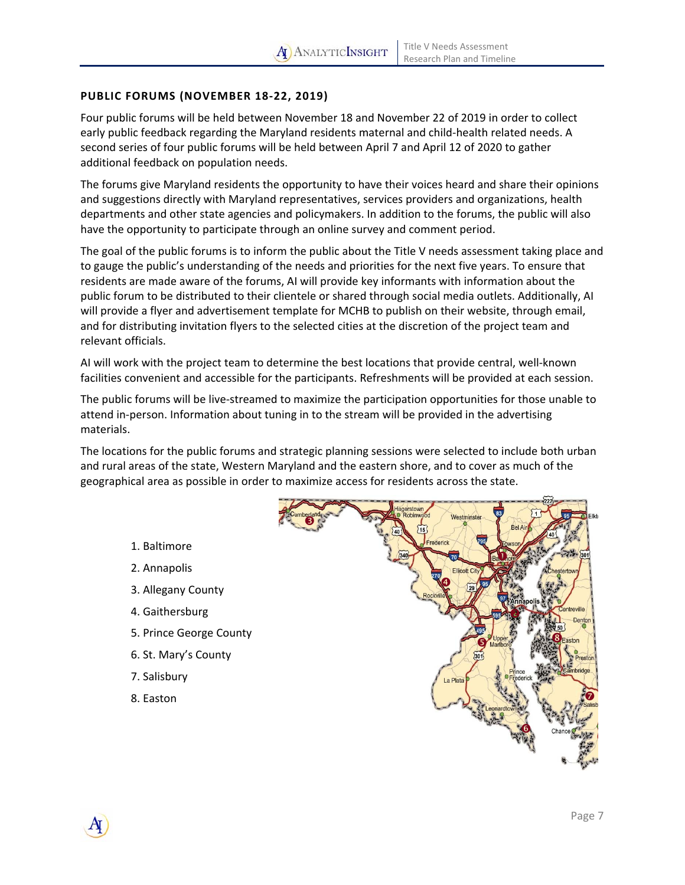## PUBLIC FORUMS (NOVEMBER 18-22, 2019)

Four public forums will be held between November 18 and November 22 of 2019 in order to collect early public feedback regarding the Maryland residents maternal and child-health related needs. A second series of four public forums will be held between April 7 and April 12 of 2020 to gather additional feedback on population needs.

The forums give Maryland residents the opportunity to have their voices heard and share their opinions and suggestions directly with Maryland representatives, services providers and organizations, health departments and other state agencies and policymakers. In addition to the forums, the public will also have the opportunity to participate through an online survey and comment period.

The goal of the public forums is to inform the public about the Title V needs assessment taking place and to gauge the public's understanding of the needs and priorities for the next five years. To ensure that residents are made aware of the forums, AI will provide key informants with information about the public forum to be distributed to their clientele or shared through social media outlets. Additionally, AI will provide a flyer and advertisement template for MCHB to publish on their website, through email, and for distributing invitation flyers to the selected cities at the discretion of the project team and relevant officials.

AI will work with the project team to determine the best locations that provide central, well-known facilities convenient and accessible for the participants. Refreshments will be provided at each session.

The public forums will be live-streamed to maximize the participation opportunities for those unable to attend in-person. Information about tuning in to the stream will be provided in the advertising materials.

The locations for the public forums and strategic planning sessions were selected to include both urban and rural areas of the state, Western Maryland and the eastern shore, and to cover as much of the geographical area as possible in order to maximize access for residents across the state.

1. Baltimore
2. Annapolis
3. Allegany County
4. Gaithersburg
5. Prince George County
6. St. Mary's County
7. Salisbury
8. Easton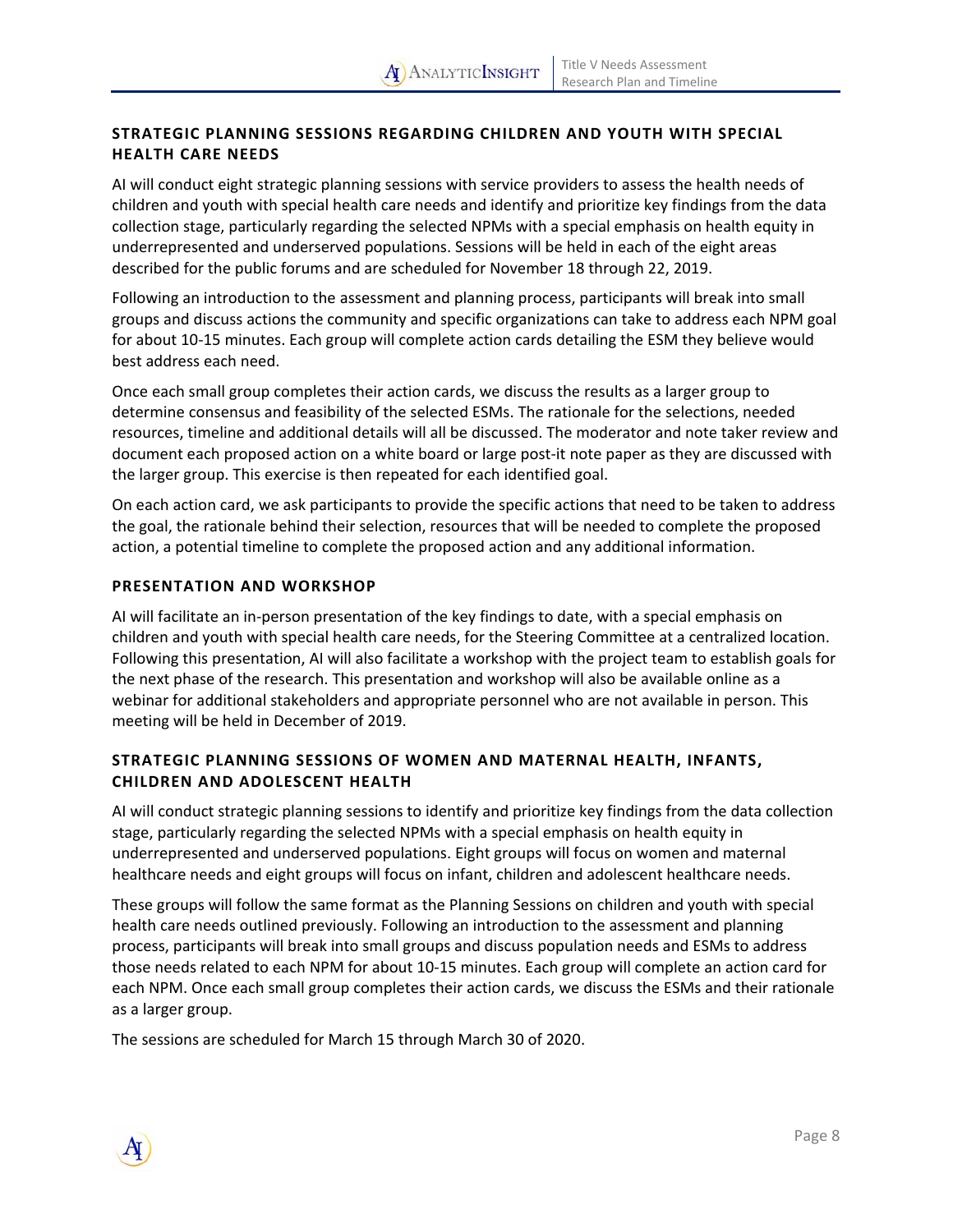### STRATEGIC PLANNING SESSIONS REGARDING CHILDREN AND YOUTH WITH SPECIAL HEALTH CARE NEEDS

AI will conduct eight strategic planning sessions with service providers to assess the health needs of children and youth with special health care needs and identify and prioritize key findings from the data collection stage, particularly regarding the selected NPMs with a special emphasis on health equity in underrepresented and underserved populations. Sessions will be held in each of the eight areas described for the public forums and are scheduled for November 18 through 22, 2019.

Following an introduction to the assessment and planning process, participants will break into small groups and discuss actions the community and specific organizations can take to address each NPM goal for about 10-15 minutes. Each group will complete action cards detailing the ESM they believe would best address each need.

Once each small group completes their action cards, we discuss the results as a larger group to determine consensus and feasibility of the selected ESMs. The rationale for the selections, needed resources, timeline and additional details will all be discussed. The moderator and note taker review and document each proposed action on a white board or large post-it note paper as they are discussed with the larger group. This exercise is then repeated for each identified goal.

On each action card, we ask participants to provide the specific actions that need to be taken to address the goal, the rationale behind their selection, resources that will be needed to complete the proposed action, a potential timeline to complete the proposed action and any additional information.

### PRESENTATION AND WORKSHOP

AI will facilitate an in-person presentation of the key findings to date, with a special emphasis on children and youth with special health care needs, for the Steering Committee at a centralized location. Following this presentation, AI will also facilitate a workshop with the project team to establish goals for the next phase of the research. This presentation and workshop will also be available online as a webinar for additional stakeholders and appropriate personnel who are not available in person. This meeting will be held in December of 2019.

### STRATEGIC PLANNING SESSIONS OF WOMEN AND MATERNAL HEALTH, INFANTS, CHILDREN AND ADOLESCENT HEALTH

AI will conduct strategic planning sessions to identify and prioritize key findings from the data collection stage, particularly regarding the selected NPMs with a special emphasis on health equity in underrepresented and underserved populations. Eight groups will focus on women and maternal healthcare needs and eight groups will focus on infant, children and adolescent healthcare needs.

These groups will follow the same format as the Planning Sessions on children and youth with special health care needs outlined previously. Following an introduction to the assessment and planning process, participants will break into small groups and discuss population needs and ESMs to address those needs related to each NPM for about 10-15 minutes. Each group will complete an action card for each NPM. Once each small group completes their action cards, we discuss the ESMs and their rationale as a larger group.

The sessions are scheduled for March 15 through March 30 of 2020.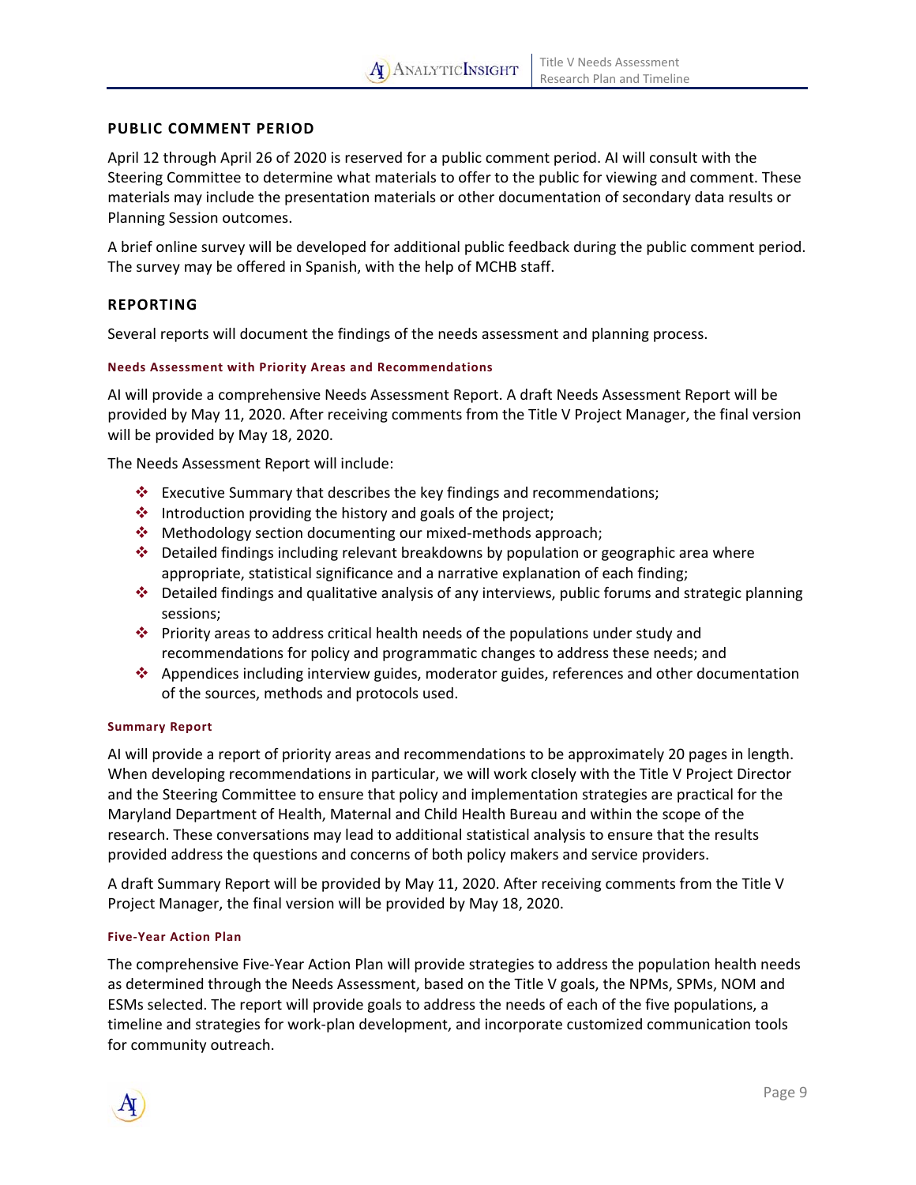## PUBLIC COMMENT PERIOD

April 12 through April 26 of 2020 is reserved for a public comment period. AI will consult with the Steering Committee to determine what materials to offer to the public for viewing and comment. These materials may include the presentation materials or other documentation of secondary data results or Planning Session outcomes.

A brief online survey will be developed for additional public feedback during the public comment period. The survey may be offered in Spanish, with the help of MCHB staff.

## REPORTING

Several reports will document the findings of the needs assessment and planning process.

### Needs Assessment with Priority Areas and Recommendations

AI will provide a comprehensive Needs Assessment Report. A draft Needs Assessment Report will be provided by May 11, 2020. After receiving comments from the Title V Project Manager, the final version will be provided by May 18, 2020.

The Needs Assessment Report will include:

- Executive Summary that describes the key findings and recommendations;
- Introduction providing the history and goals of the project;
- Methodology section documenting our mixed-methods approach;
- Detailed findings including relevant breakdowns by population or geographic area where appropriate, statistical significance and a narrative explanation of each finding;
- Detailed findings and qualitative analysis of any interviews, public forums and strategic planning sessions;
- Priority areas to address critical health needs of the populations under study and recommendations for policy and programmatic changes to address these needs; and
- Appendices including interview guides, moderator guides, references and other documentation of the sources, methods and protocols used.

### Summary Report

AI will provide a report of priority areas and recommendations to be approximately 20 pages in length. When developing recommendations in particular, we will work closely with the Title V Project Director and the Steering Committee to ensure that policy and implementation strategies are practical for the Maryland Department of Health, Maternal and Child Health Bureau and within the scope of the research. These conversations may lead to additional statistical analysis to ensure that the results provided address the questions and concerns of both policy makers and service providers.

A draft Summary Report will be provided by May 11, 2020. After receiving comments from the Title V Project Manager, the final version will be provided by May 18, 2020.

### Five-Year Action Plan

The comprehensive Five-Year Action Plan will provide strategies to address the population health needs as determined through the Needs Assessment, based on the Title V goals, the NPMs, SPMs, NOM and ESMs selected. The report will provide goals to address the needs of each of the five populations, a timeline and strategies for work-plan development, and incorporate customized communication tools for community outreach.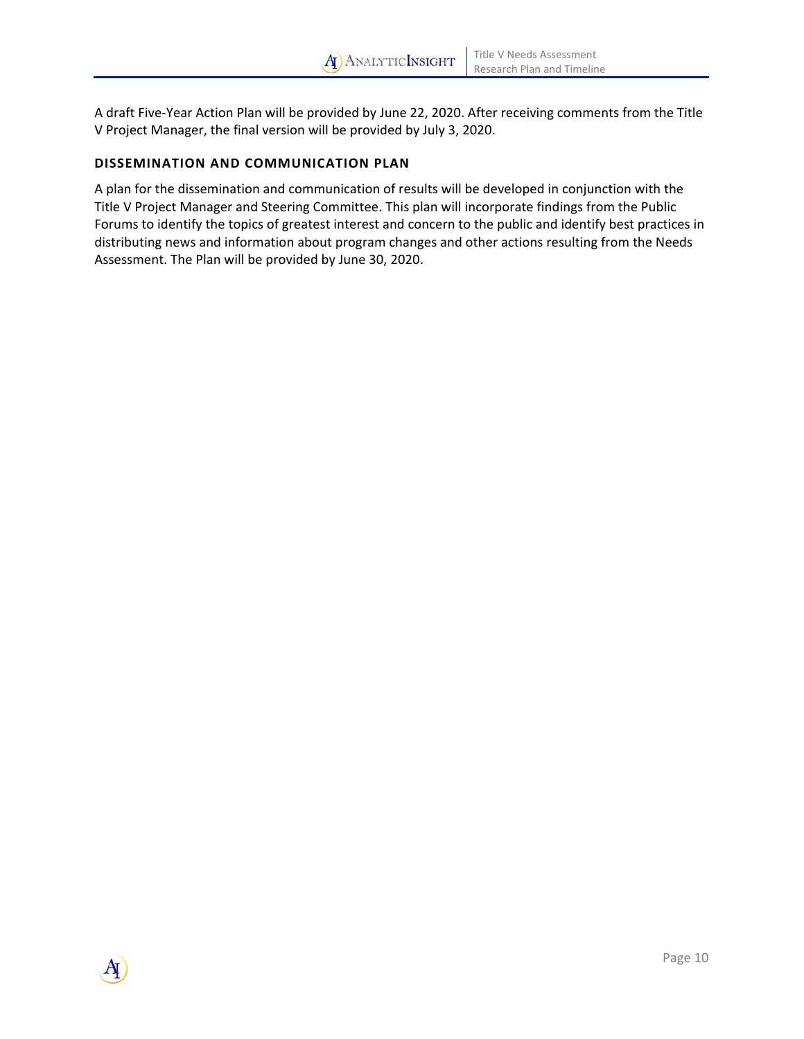A draft Five-Year Action Plan will be provided by June 22, 2020. After receiving comments from the Title V Project Manager, the final version will be provided by July 3, 2020.

### DISSEMINATION AND COMMUNICATION PLAN

A plan for the dissemination and communication of results will be developed in conjunction with the Title V Project Manager and Steering Committee. This plan will incorporate findings from the Public Forums to identify the topics of greatest interest and concern to the public and identify best practices in distributing news and information about program changes and other actions resulting from the Needs Assessment. The Plan will be provided by June 30, 2020.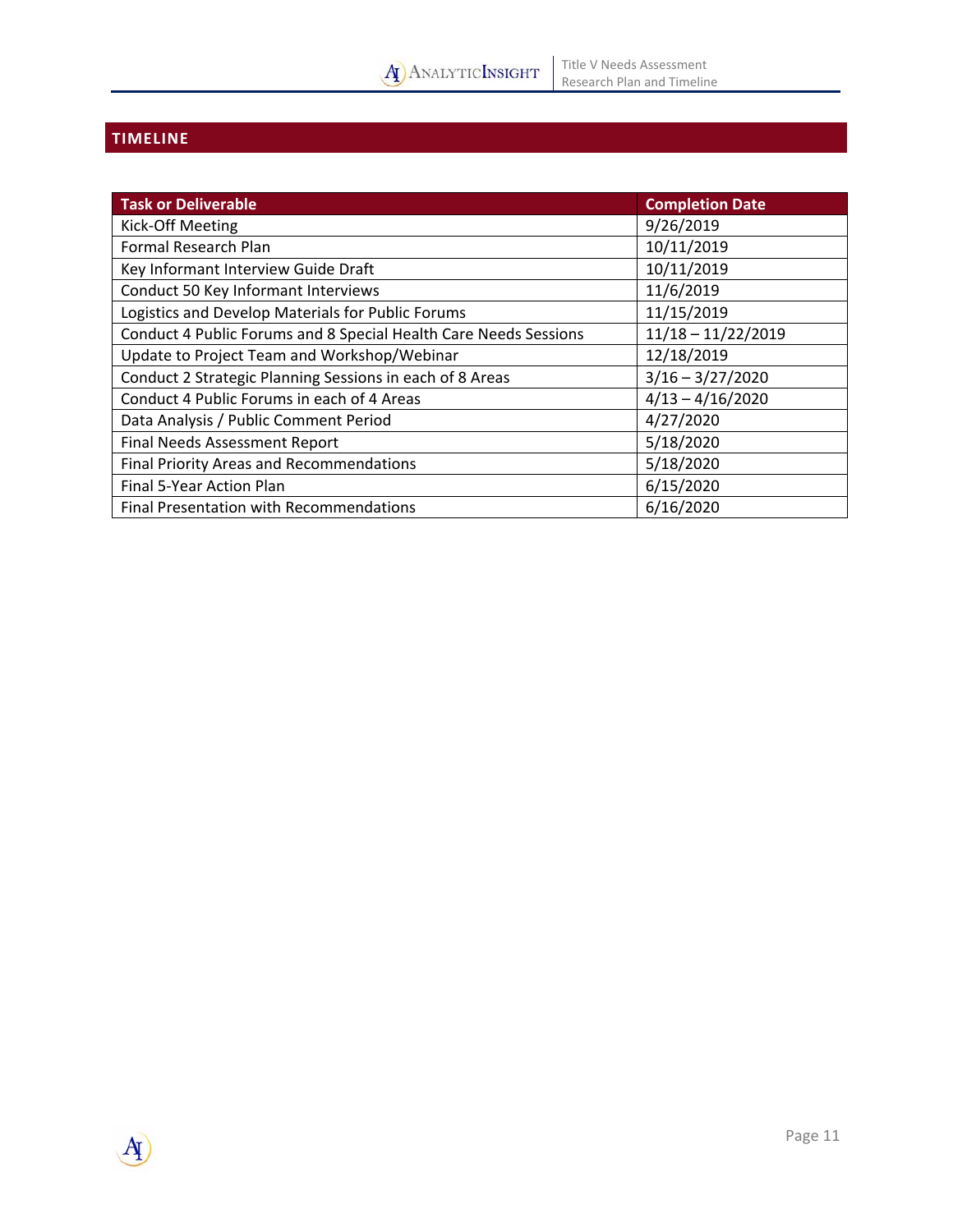## TIMELINE

| Task or Deliverable | Completion Date |
|---|---|
| Kick-Off Meeting | 9/26/2019 |
| Formal Research Plan | 10/11/2019 |
| Key Informant Interview Guide Draft | 10/11/2019 |
| Conduct 50 Key Informant Interviews | 11/6/2019 |
| Logistics and Develop Materials for Public Forums | 11/15/2019 |
| Conduct 4 Public Forums and 8 Special Health Care Needs Sessions | 11/18 – 11/22/2019 |
| Update to Project Team and Workshop/Webinar | 12/18/2019 |
| Conduct 2 Strategic Planning Sessions in each of 8 Areas | 3/16 – 3/27/2020 |
| Conduct 4 Public Forums in each of 4 Areas | 4/13 – 4/16/2020 |
| Data Analysis / Public Comment Period | 4/27/2020 |
| Final Needs Assessment Report | 5/18/2020 |
| Final Priority Areas and Recommendations | 5/18/2020 |
| Final 5-Year Action Plan | 6/15/2020 |
| Final Presentation with Recommendations | 6/16/2020 |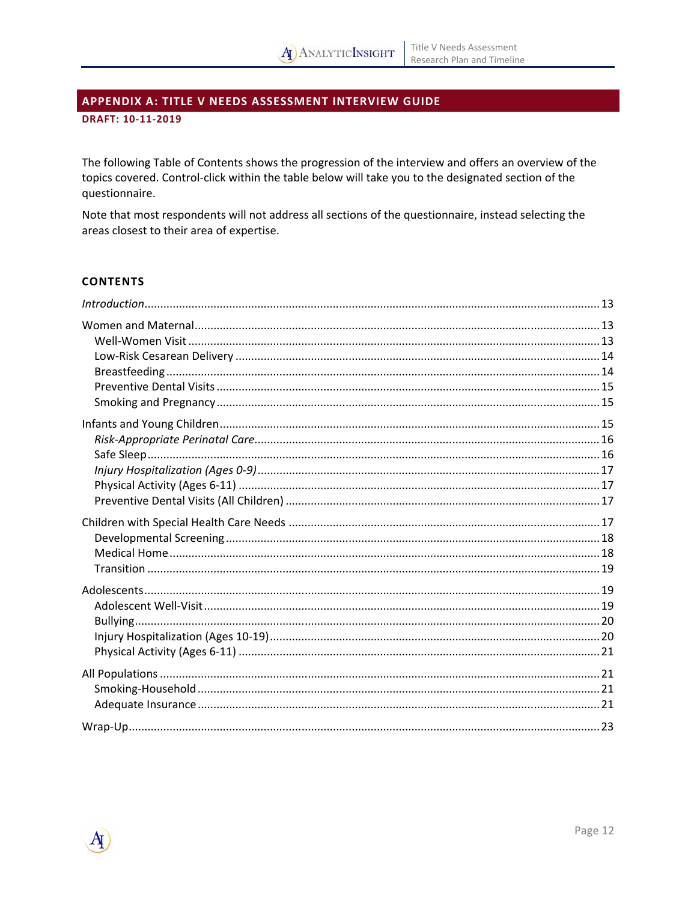## APPENDIX A: TITLE V NEEDS ASSESSMENT INTERVIEW GUIDE

**DRAFT: 10-11-2019**

The following Table of Contents shows the progression of the interview and offers an overview of the topics covered. Control-click within the table below will take you to the designated section of the questionnaire.

Note that most respondents will not address all sections of the questionnaire, instead selecting the areas closest to their area of expertise.

### CONTENTS

*Introduction* ........................................ 13

Women and Maternal ........................................ 13
- Well-Women Visit ........................................ 13
- Low-Risk Cesarean Delivery ........................................ 14
- Breastfeeding ........................................ 14
- Preventive Dental Visits ........................................ 15
- Smoking and Pregnancy ........................................ 15

Infants and Young Children ........................................ 15
- *Risk-Appropriate Perinatal Care* ........................................ 16
- Safe Sleep ........................................ 16
- *Injury Hospitalization (Ages 0-9)* ........................................ 17
- Physical Activity (Ages 6-11) ........................................ 17
- Preventive Dental Visits (All Children) ........................................ 17

Children with Special Health Care Needs ........................................ 17
- Developmental Screening ........................................ 18
- Medical Home ........................................ 18
- Transition ........................................ 19

Adolescents ........................................ 19
- Adolescent Well-Visit ........................................ 19
- Bullying ........................................ 20
- Injury Hospitalization (Ages 10-19) ........................................ 20
- Physical Activity (Ages 6-11) ........................................ 21

All Populations ........................................ 21
- Smoking-Household ........................................ 21
- Adequate Insurance ........................................ 21

Wrap-Up ........................................ 23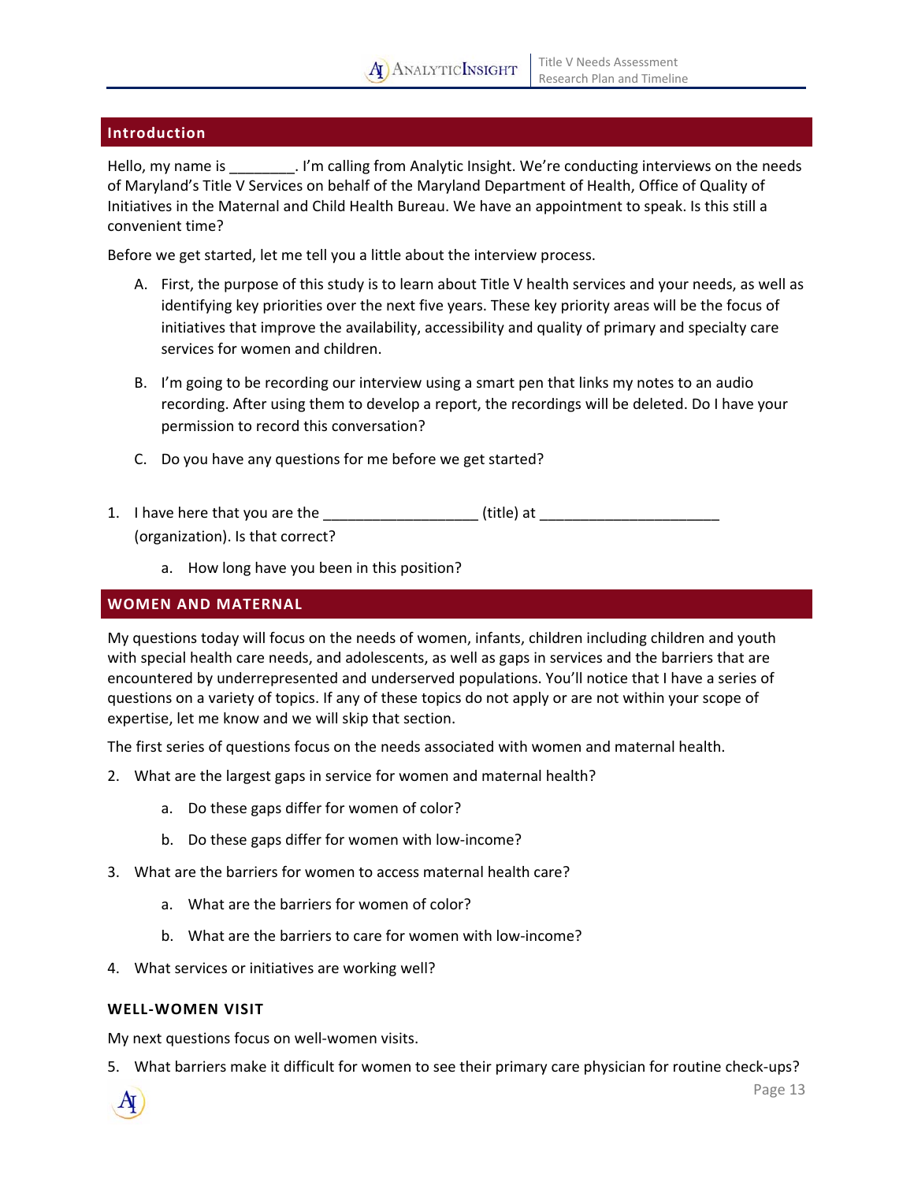## Introduction

Hello, my name is ________. I'm calling from Analytic Insight. We're conducting interviews on the needs of Maryland's Title V Services on behalf of the Maryland Department of Health, Office of Quality of Initiatives in the Maternal and Child Health Bureau. We have an appointment to speak. Is this still a convenient time?

Before we get started, let me tell you a little about the interview process.

A. First, the purpose of this study is to learn about Title V health services and your needs, as well as identifying key priorities over the next five years. These key priority areas will be the focus of initiatives that improve the availability, accessibility and quality of primary and specialty care services for women and children.

B. I'm going to be recording our interview using a smart pen that links my notes to an audio recording. After using them to develop a report, the recordings will be deleted. Do I have your permission to record this conversation?

C. Do you have any questions for me before we get started?

1. I have here that you are the __________________ (title) at _____________________ (organization). Is that correct?
   a. How long have you been in this position?

## WOMEN AND MATERNAL

My questions today will focus on the needs of women, infants, children including children and youth with special health care needs, and adolescents, as well as gaps in services and the barriers that are encountered by underrepresented and underserved populations. You'll notice that I have a series of questions on a variety of topics. If any of these topics do not apply or are not within your scope of expertise, let me know and we will skip that section.

The first series of questions focus on the needs associated with women and maternal health.

2. What are the largest gaps in service for women and maternal health?
   a. Do these gaps differ for women of color?
   b. Do these gaps differ for women with low-income?
3. What are the barriers for women to access maternal health care?
   a. What are the barriers for women of color?
   b. What are the barriers to care for women with low-income?
4. What services or initiatives are working well?

### WELL-WOMEN VISIT

My next questions focus on well-women visits.

5. What barriers make it difficult for women to see their primary care physician for routine check-ups?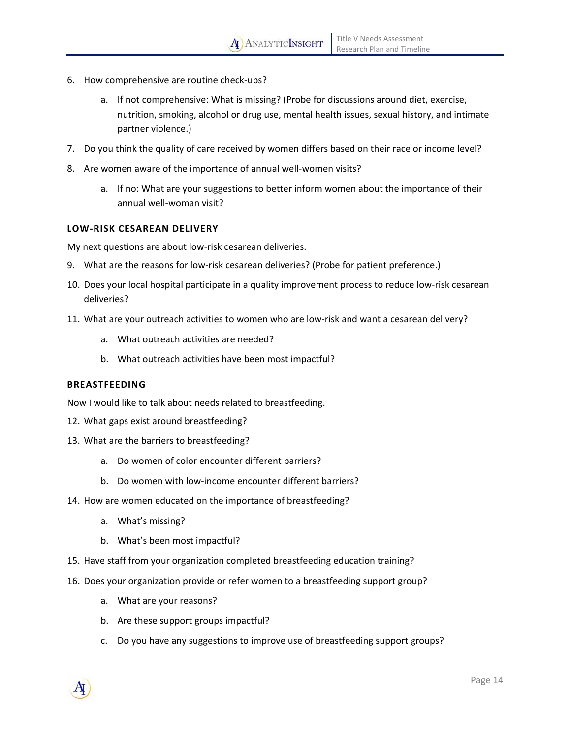6. How comprehensive are routine check-ups?
    a. If not comprehensive: What is missing? (Probe for discussions around diet, exercise, nutrition, smoking, alcohol or drug use, mental health issues, sexual history, and intimate partner violence.)
7. Do you think the quality of care received by women differs based on their race or income level?
8. Are women aware of the importance of annual well-women visits?
    a. If no: What are your suggestions to better inform women about the importance of their annual well-woman visit?

**LOW-RISK CESAREAN DELIVERY**

My next questions are about low-risk cesarean deliveries.

9. What are the reasons for low-risk cesarean deliveries? (Probe for patient preference.)
10. Does your local hospital participate in a quality improvement process to reduce low-risk cesarean deliveries?
11. What are your outreach activities to women who are low-risk and want a cesarean delivery?
    a. What outreach activities are needed?
    b. What outreach activities have been most impactful?

**BREASTFEEDING**

Now I would like to talk about needs related to breastfeeding.

12. What gaps exist around breastfeeding?
13. What are the barriers to breastfeeding?
    a. Do women of color encounter different barriers?
    b. Do women with low-income encounter different barriers?
14. How are women educated on the importance of breastfeeding?
    a. What's missing?
    b. What's been most impactful?
15. Have staff from your organization completed breastfeeding education training?
16. Does your organization provide or refer women to a breastfeeding support group?
    a. What are your reasons?
    b. Are these support groups impactful?
    c. Do you have any suggestions to improve use of breastfeeding support groups?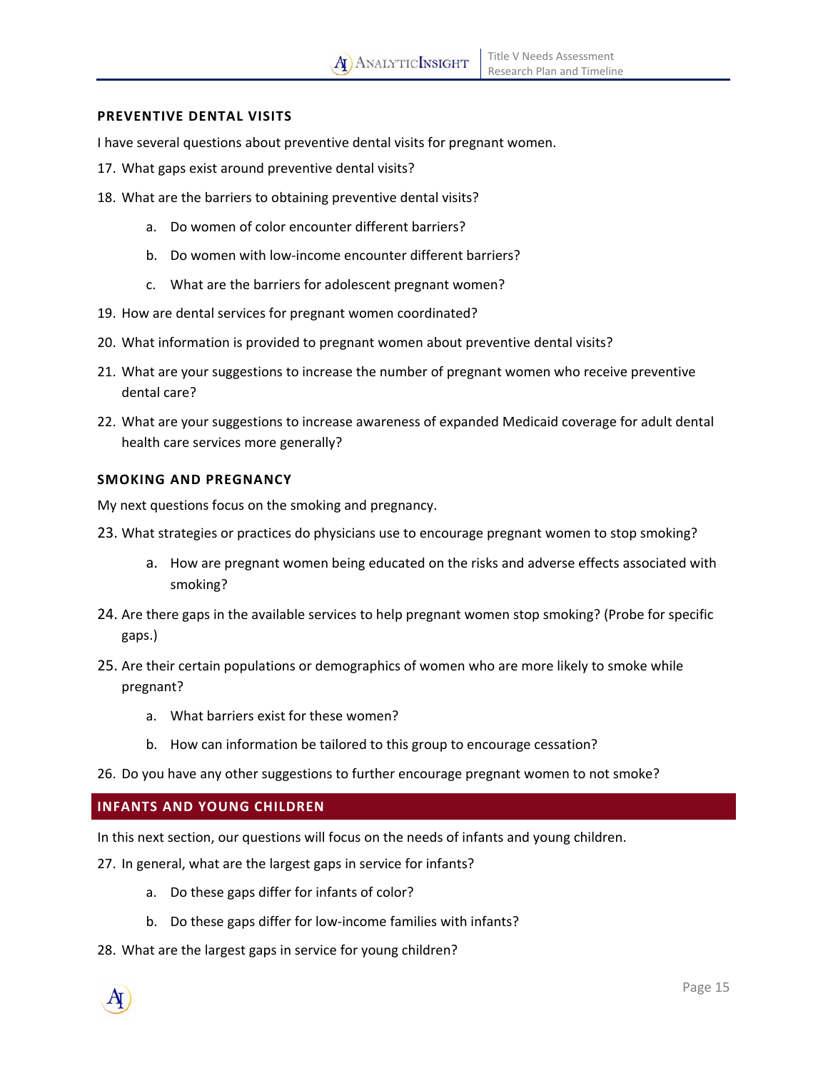### PREVENTIVE DENTAL VISITS

I have several questions about preventive dental visits for pregnant women.

17. What gaps exist around preventive dental visits?
18. What are the barriers to obtaining preventive dental visits?
    a. Do women of color encounter different barriers?
    b. Do women with low-income encounter different barriers?
    c. What are the barriers for adolescent pregnant women?
19. How are dental services for pregnant women coordinated?
20. What information is provided to pregnant women about preventive dental visits?
21. What are your suggestions to increase the number of pregnant women who receive preventive dental care?
22. What are your suggestions to increase awareness of expanded Medicaid coverage for adult dental health care services more generally?

### SMOKING AND PREGNANCY

My next questions focus on the smoking and pregnancy.

23. What strategies or practices do physicians use to encourage pregnant women to stop smoking?
    a. How are pregnant women being educated on the risks and adverse effects associated with smoking?
24. Are there gaps in the available services to help pregnant women stop smoking? (Probe for specific gaps.)
25. Are their certain populations or demographics of women who are more likely to smoke while pregnant?
    a. What barriers exist for these women?
    b. How can information be tailored to this group to encourage cessation?
26. Do you have any other suggestions to further encourage pregnant women to not smoke?

## INFANTS AND YOUNG CHILDREN

In this next section, our questions will focus on the needs of infants and young children.

27. In general, what are the largest gaps in service for infants?
    a. Do these gaps differ for infants of color?
    b. Do these gaps differ for low-income families with infants?
28. What are the largest gaps in service for young children?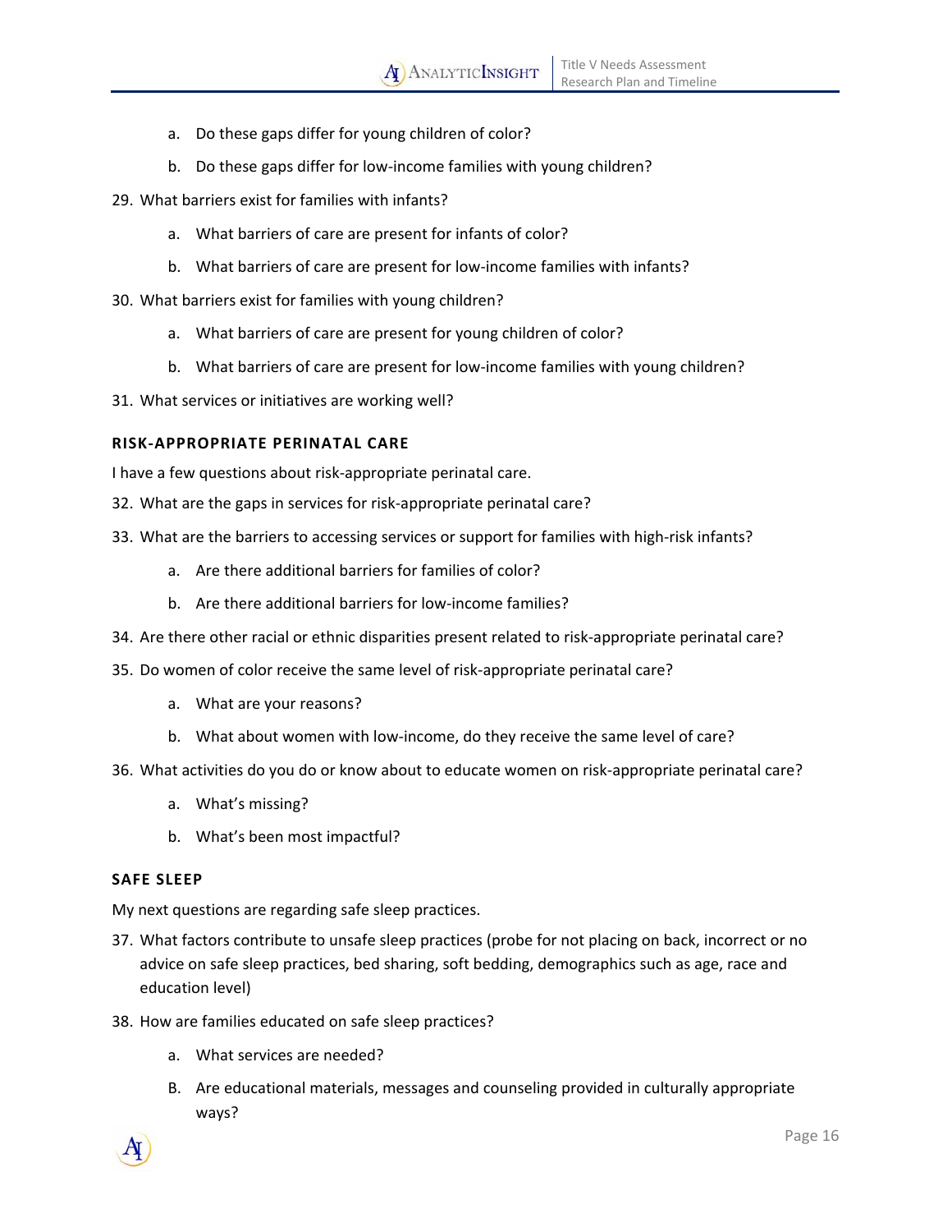a. Do these gaps differ for young children of color?

   b. Do these gaps differ for low-income families with young children?

29. What barriers exist for families with infants?

    a. What barriers of care are present for infants of color?

    b. What barriers of care are present for low-income families with infants?

30. What barriers exist for families with young children?

    a. What barriers of care are present for young children of color?

    b. What barriers of care are present for low-income families with young children?

31. What services or initiatives are working well?

#### RISK-APPROPRIATE PERINATAL CARE

I have a few questions about risk-appropriate perinatal care.

32. What are the gaps in services for risk-appropriate perinatal care?

33. What are the barriers to accessing services or support for families with high-risk infants?

    a. Are there additional barriers for families of color?

    b. Are there additional barriers for low-income families?

34. Are there other racial or ethnic disparities present related to risk-appropriate perinatal care?

35. Do women of color receive the same level of risk-appropriate perinatal care?

    a. What are your reasons?

    b. What about women with low-income, do they receive the same level of care?

36. What activities do you do or know about to educate women on risk-appropriate perinatal care?

    a. What's missing?

    b. What's been most impactful?

#### SAFE SLEEP

My next questions are regarding safe sleep practices.

37. What factors contribute to unsafe sleep practices (probe for not placing on back, incorrect or no advice on safe sleep practices, bed sharing, soft bedding, demographics such as age, race and education level)

38. How are families educated on safe sleep practices?

    a. What services are needed?

    B. Are educational materials, messages and counseling provided in culturally appropriate ways?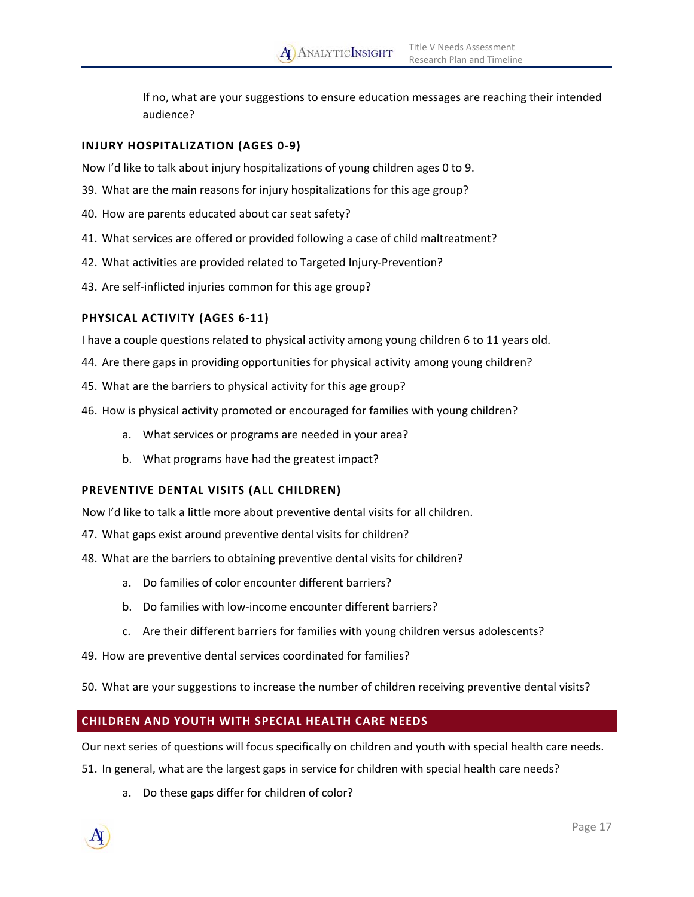If no, what are your suggestions to ensure education messages are reaching their intended audience?

### INJURY HOSPITALIZATION (AGES 0-9)

Now I'd like to talk about injury hospitalizations of young children ages 0 to 9.

39. What are the main reasons for injury hospitalizations for this age group?
40. How are parents educated about car seat safety?
41. What services are offered or provided following a case of child maltreatment?
42. What activities are provided related to Targeted Injury-Prevention?
43. Are self-inflicted injuries common for this age group?

### PHYSICAL ACTIVITY (AGES 6-11)

I have a couple questions related to physical activity among young children 6 to 11 years old.

44. Are there gaps in providing opportunities for physical activity among young children?
45. What are the barriers to physical activity for this age group?
46. How is physical activity promoted or encouraged for families with young children?
    a. What services or programs are needed in your area?
    b. What programs have had the greatest impact?

### PREVENTIVE DENTAL VISITS (ALL CHILDREN)

Now I'd like to talk a little more about preventive dental visits for all children.

47. What gaps exist around preventive dental visits for children?
48. What are the barriers to obtaining preventive dental visits for children?
    a. Do families of color encounter different barriers?
    b. Do families with low-income encounter different barriers?
    c. Are their different barriers for families with young children versus adolescents?
49. How are preventive dental services coordinated for families?
50. What are your suggestions to increase the number of children receiving preventive dental visits?

## CHILDREN AND YOUTH WITH SPECIAL HEALTH CARE NEEDS

Our next series of questions will focus specifically on children and youth with special health care needs.

51. In general, what are the largest gaps in service for children with special health care needs?
    a. Do these gaps differ for children of color?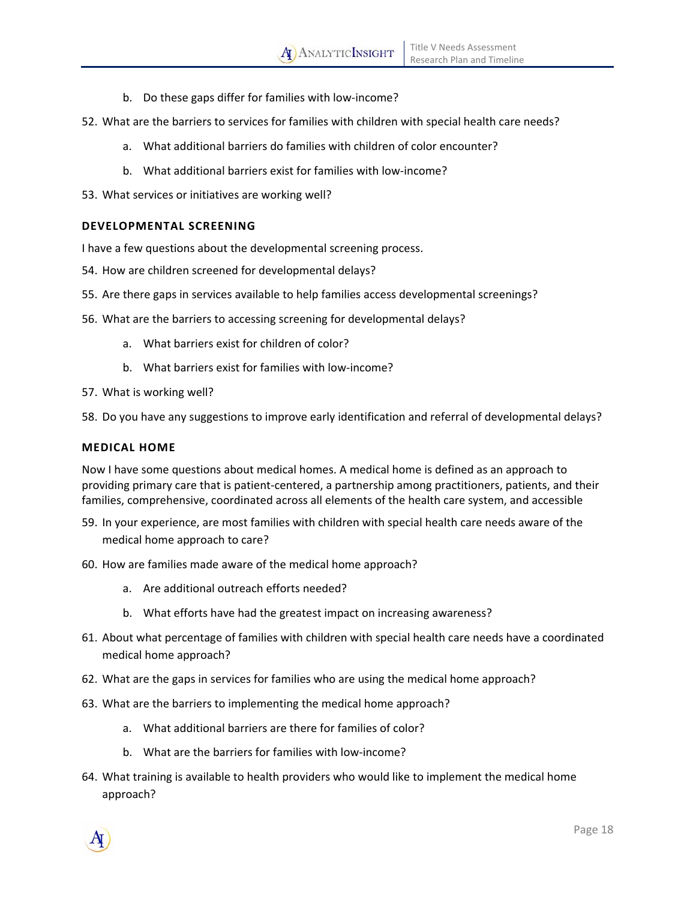b. Do these gaps differ for families with low-income?

52. What are the barriers to services for families with children with special health care needs?
    a. What additional barriers do families with children of color encounter?
    b. What additional barriers exist for families with low-income?
53. What services or initiatives are working well?

### DEVELOPMENTAL SCREENING

I have a few questions about the developmental screening process.

54. How are children screened for developmental delays?
55. Are there gaps in services available to help families access developmental screenings?
56. What are the barriers to accessing screening for developmental delays?
    a. What barriers exist for children of color?
    b. What barriers exist for families with low-income?
57. What is working well?
58. Do you have any suggestions to improve early identification and referral of developmental delays?

### MEDICAL HOME

Now I have some questions about medical homes. A medical home is defined as an approach to providing primary care that is patient-centered, a partnership among practitioners, patients, and their families, comprehensive, coordinated across all elements of the health care system, and accessible

59. In your experience, are most families with children with special health care needs aware of the medical home approach to care?
60. How are families made aware of the medical home approach?
    a. Are additional outreach efforts needed?
    b. What efforts have had the greatest impact on increasing awareness?
61. About what percentage of families with children with special health care needs have a coordinated medical home approach?
62. What are the gaps in services for families who are using the medical home approach?
63. What are the barriers to implementing the medical home approach?
    a. What additional barriers are there for families of color?
    b. What are the barriers for families with low-income?
64. What training is available to health providers who would like to implement the medical home approach?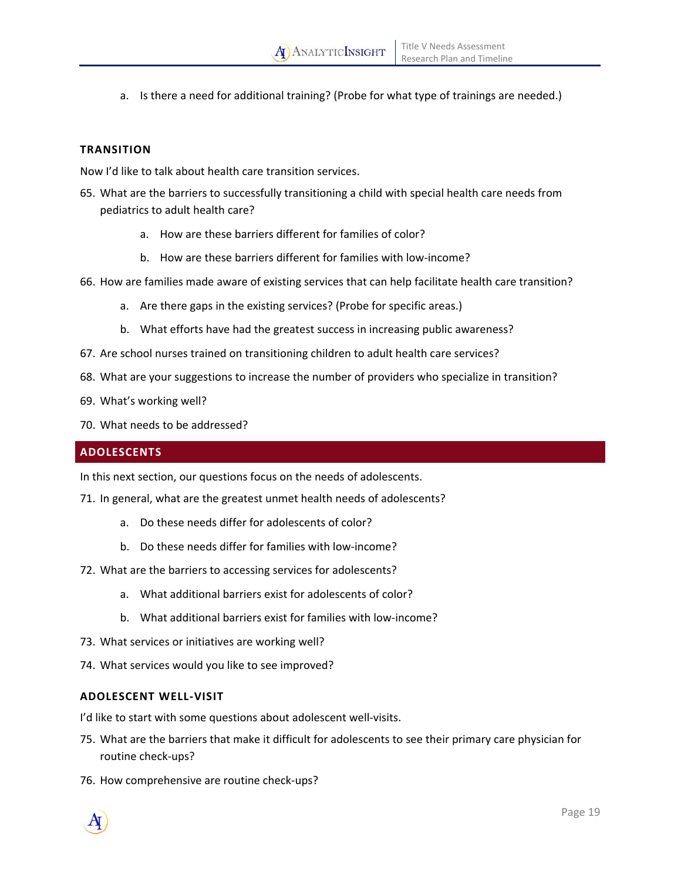a. Is there a need for additional training? (Probe for what type of trainings are needed.)

### TRANSITION

Now I'd like to talk about health care transition services.

65. What are the barriers to successfully transitioning a child with special health care needs from pediatrics to adult health care?
    a. How are these barriers different for families of color?
    b. How are these barriers different for families with low-income?
66. How are families made aware of existing services that can help facilitate health care transition?
    a. Are there gaps in the existing services? (Probe for specific areas.)
    b. What efforts have had the greatest success in increasing public awareness?
67. Are school nurses trained on transitioning children to adult health care services?
68. What are your suggestions to increase the number of providers who specialize in transition?
69. What's working well?
70. What needs to be addressed?

## ADOLESCENTS

In this next section, our questions focus on the needs of adolescents.

71. In general, what are the greatest unmet health needs of adolescents?
    a. Do these needs differ for adolescents of color?
    b. Do these needs differ for families with low-income?
72. What are the barriers to accessing services for adolescents?
    a. What additional barriers exist for adolescents of color?
    b. What additional barriers exist for families with low-income?
73. What services or initiatives are working well?
74. What services would you like to see improved?

### ADOLESCENT WELL-VISIT

I'd like to start with some questions about adolescent well-visits.

75. What are the barriers that make it difficult for adolescents to see their primary care physician for routine check-ups?
76. How comprehensive are routine check-ups?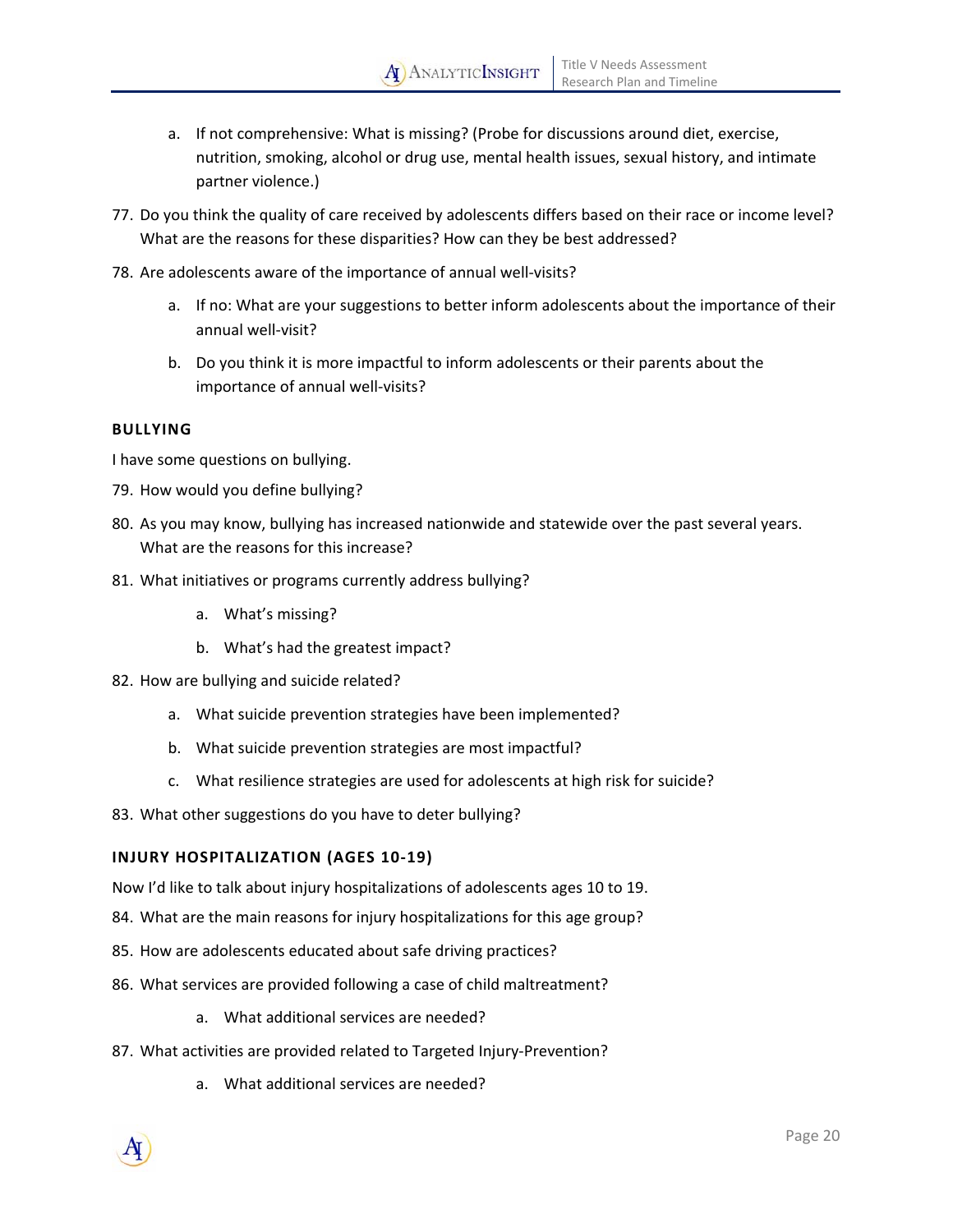a. If not comprehensive: What is missing? (Probe for discussions around diet, exercise, nutrition, smoking, alcohol or drug use, mental health issues, sexual history, and intimate partner violence.)

77. Do you think the quality of care received by adolescents differs based on their race or income level? What are the reasons for these disparities? How can they be best addressed?
78. Are adolescents aware of the importance of annual well-visits?
    a. If no: What are your suggestions to better inform adolescents about the importance of their annual well-visit?
    b. Do you think it is more impactful to inform adolescents or their parents about the importance of annual well-visits?

**BULLYING**

I have some questions on bullying.

79. How would you define bullying?
80. As you may know, bullying has increased nationwide and statewide over the past several years. What are the reasons for this increase?
81. What initiatives or programs currently address bullying?
    a. What's missing?
    b. What's had the greatest impact?
82. How are bullying and suicide related?
    a. What suicide prevention strategies have been implemented?
    b. What suicide prevention strategies are most impactful?
    c. What resilience strategies are used for adolescents at high risk for suicide?
83. What other suggestions do you have to deter bullying?

**INJURY HOSPITALIZATION (AGES 10-19)**

Now I'd like to talk about injury hospitalizations of adolescents ages 10 to 19.

84. What are the main reasons for injury hospitalizations for this age group?
85. How are adolescents educated about safe driving practices?
86. What services are provided following a case of child maltreatment?
    a. What additional services are needed?
87. What activities are provided related to Targeted Injury-Prevention?
    a. What additional services are needed?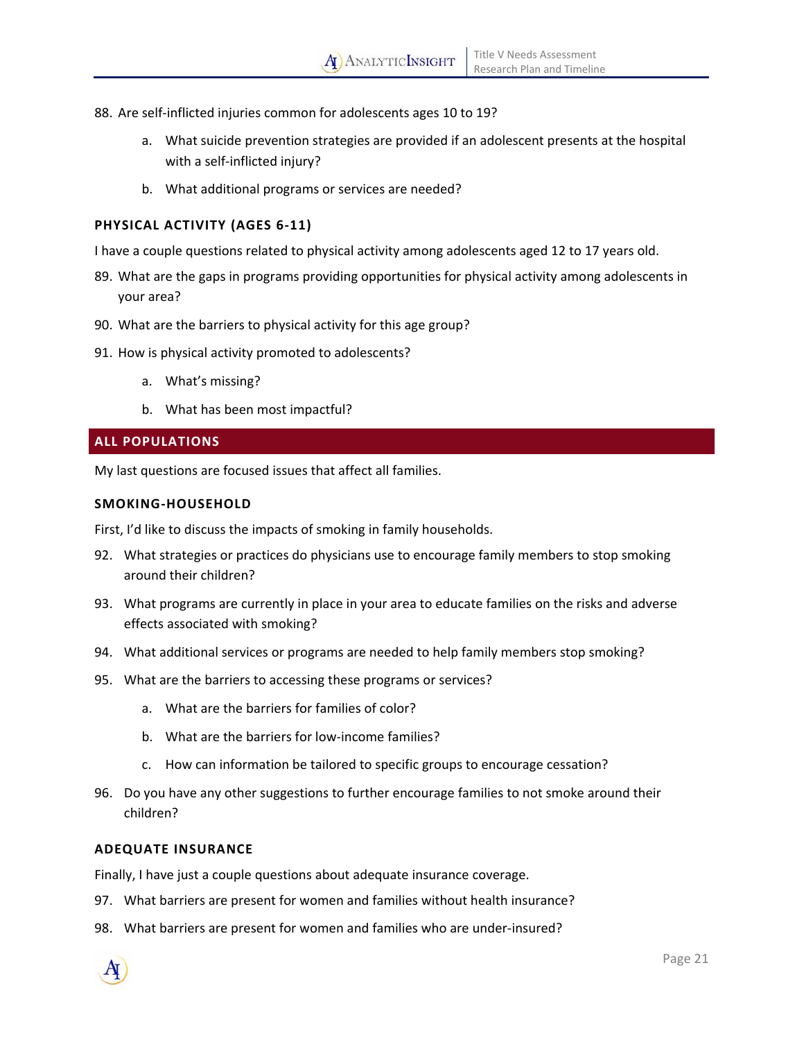88. Are self-inflicted injuries common for adolescents ages 10 to 19?
    a. What suicide prevention strategies are provided if an adolescent presents at the hospital with a self-inflicted injury?
    b. What additional programs or services are needed?

### PHYSICAL ACTIVITY (AGES 6-11)

I have a couple questions related to physical activity among adolescents aged 12 to 17 years old.

89. What are the gaps in programs providing opportunities for physical activity among adolescents in your area?
90. What are the barriers to physical activity for this age group?
91. How is physical activity promoted to adolescents?
    a. What's missing?
    b. What has been most impactful?

## ALL POPULATIONS

My last questions are focused issues that affect all families.

### SMOKING-HOUSEHOLD

First, I'd like to discuss the impacts of smoking in family households.

92. What strategies or practices do physicians use to encourage family members to stop smoking around their children?
93. What programs are currently in place in your area to educate families on the risks and adverse effects associated with smoking?
94. What additional services or programs are needed to help family members stop smoking?
95. What are the barriers to accessing these programs or services?
    a. What are the barriers for families of color?
    b. What are the barriers for low-income families?
    c. How can information be tailored to specific groups to encourage cessation?
96. Do you have any other suggestions to further encourage families to not smoke around their children?

### ADEQUATE INSURANCE

Finally, I have just a couple questions about adequate insurance coverage.

97. What barriers are present for women and families without health insurance?
98. What barriers are present for women and families who are under-insured?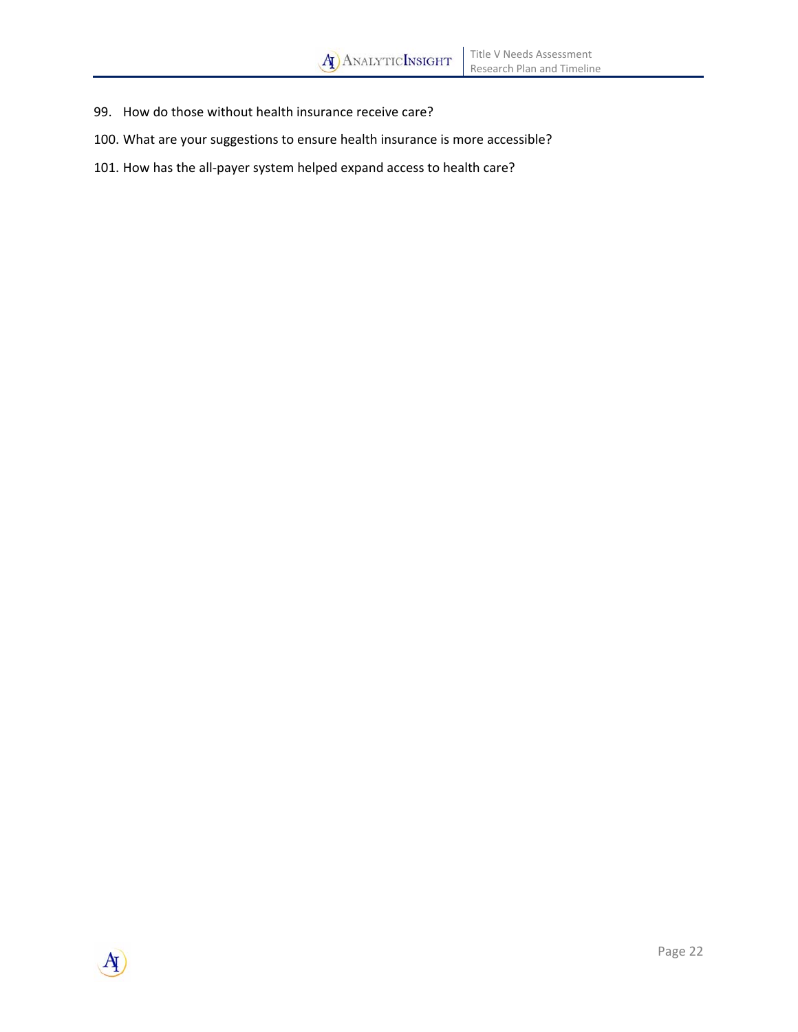99. How do those without health insurance receive care?
100. What are your suggestions to ensure health insurance is more accessible?
101. How has the all-payer system helped expand access to health care?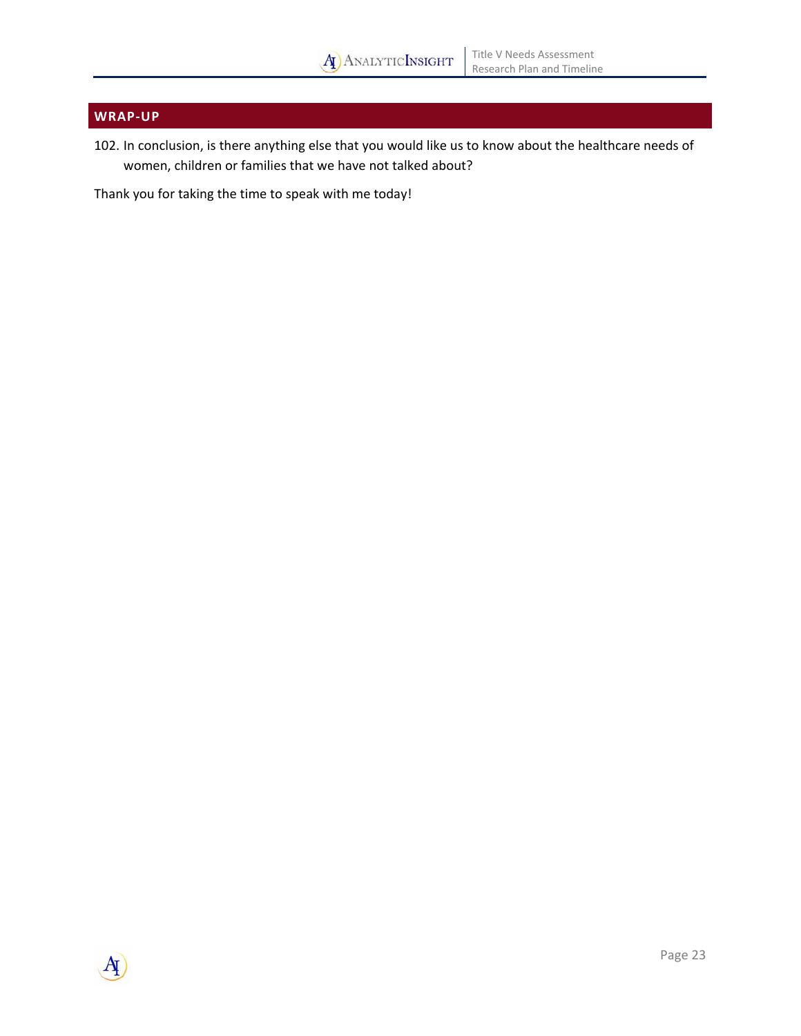## WRAP-UP

102. In conclusion, is there anything else that you would like us to know about the healthcare needs of women, children or families that we have not talked about?

Thank you for taking the time to speak with me today!